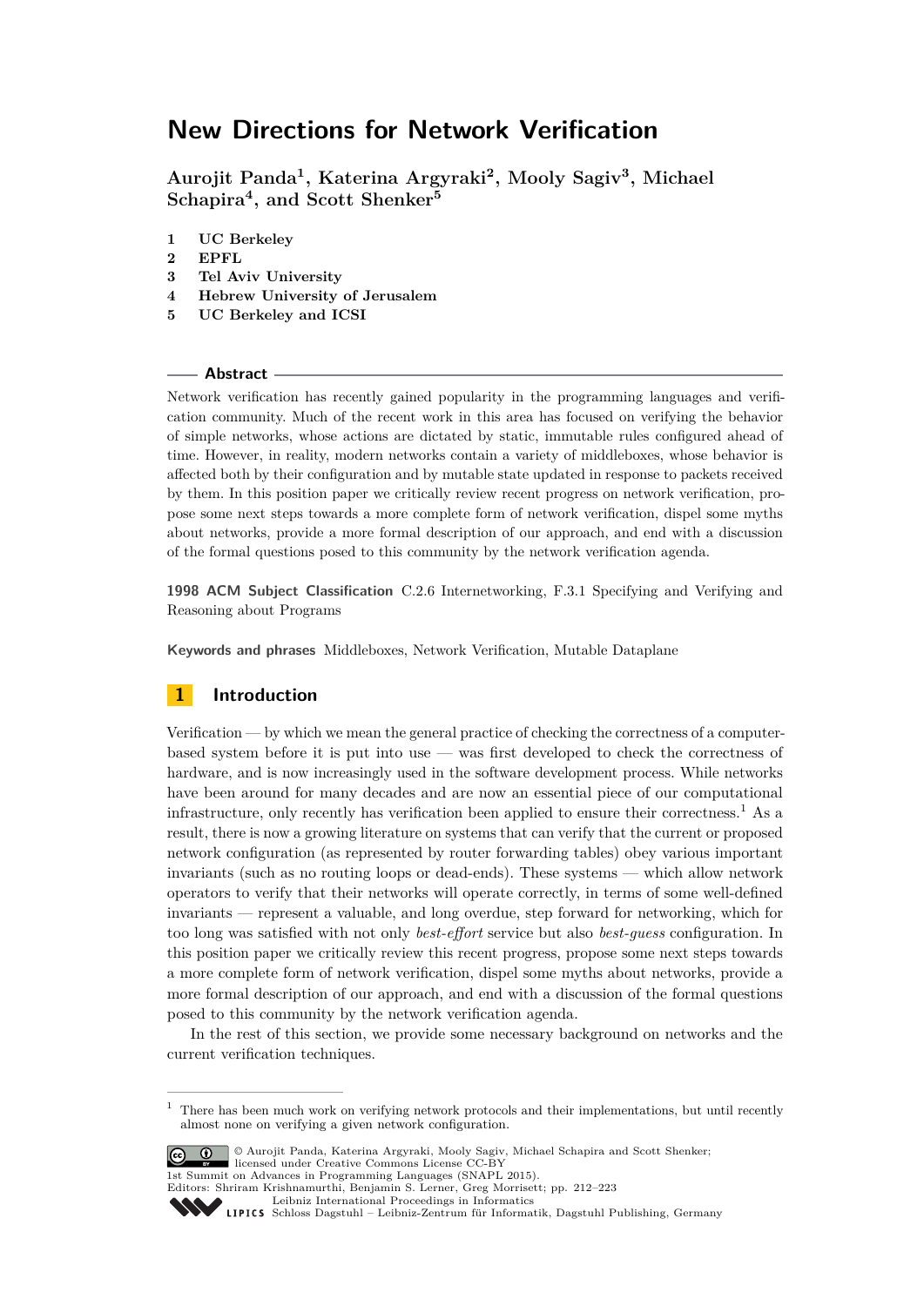# New Directions for Network Verification

**Aurojit Panda[1], Katerina Argyraki[2], Mooly Sagiv[3], Michael Schapira[4], and Scott Shenker[5]**

1 **UC Berkeley**
2 **EPFL**
3 **Tel Aviv University**
4 **Hebrew University of Jerusalem**
5 **UC Berkeley and ICSI**

## Abstract

Network verification has recently gained popularity in the programming languages and verification community. Much of the recent work in this area has focused on verifying the behavior of simple networks, whose actions are dictated by static, immutable rules configured ahead of time. However, in reality, modern networks contain a variety of middleboxes, whose behavior is affected both by their configuration and by mutable state updated in response to packets received by them. In this position paper we critically review recent progress on network verification, propose some next steps towards a more complete form of network verification, dispel some myths about networks, provide a more formal description of our approach, and end with a discussion of the formal questions posed to this community by the network verification agenda.

**1998 ACM Subject Classification** C.2.6 Internetworking, F.3.1 Specifying and Verifying and Reasoning about Programs

**Keywords and phrases** Middleboxes, Network Verification, Mutable Dataplane

## 1 Introduction

Verification — by which we mean the general practice of checking the correctness of a computer-based system before it is put into use — was first developed to check the correctness of hardware, and is now increasingly used in the software development process. While networks have been around for many decades and are now an essential piece of our computational infrastructure, only recently has verification been applied to ensure their correctness.[1] As a result, there is now a growing literature on systems that can verify that the current or proposed network configuration (as represented by router forwarding tables) obey various important invariants (such as no routing loops or dead-ends). These systems — which allow network operators to verify that their networks will operate correctly, in terms of some well-defined invariants — represent a valuable, and long overdue, step forward for networking, which for too long was satisfied with not only *best-effort* service but also *best-guess* configuration. In this position paper we critically review this recent progress, propose some next steps towards a more complete form of network verification, dispel some myths about networks, provide a more formal description of our approach, and end with a discussion of the formal questions posed to this community by the network verification agenda.

In the rest of this section, we provide some necessary background on networks and the current verification techniques.

---

[1] There has been much work on verifying network protocols and their implementations, but until recently almost none on verifying a given network configuration.

© Aurojit Panda, Katerina Argyraki, Mooly Sagiv, Michael Schapira and Scott Shenker; licensed under Creative Commons License CC-BY
1st Summit on Advances in Programming Languages (SNAPL 2015).
Editors: Shriram Krishnamurthi, Benjamin S. Lerner, Greg Morrisett; pp. 212–223
Leibniz International Proceedings in Informatics
Schloss Dagstuhl – Leibniz-Zentrum für Informatik, Dagstuhl Publishing, Germany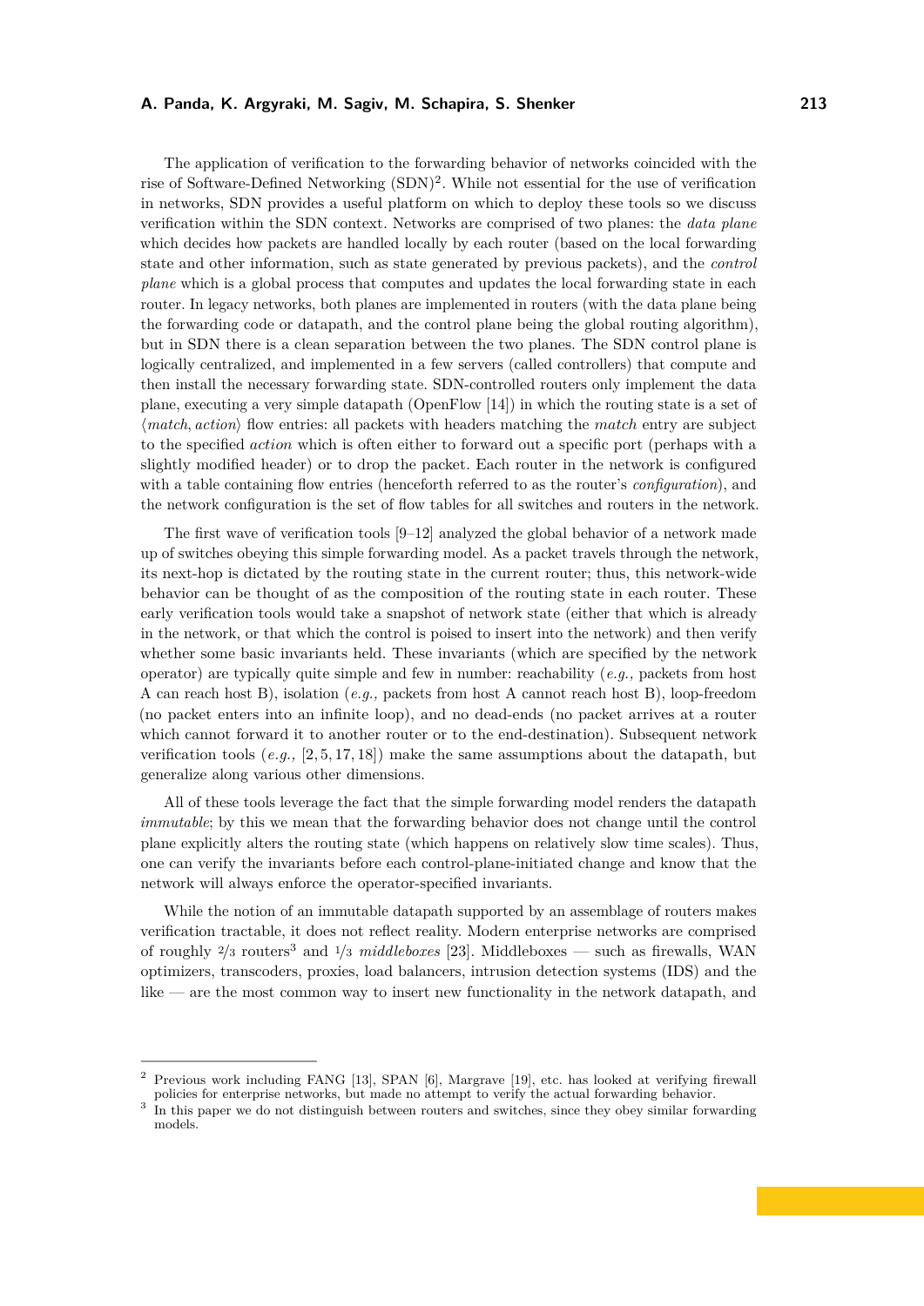The application of verification to the forwarding behavior of networks coincided with the rise of Software-Defined Networking (SDN)[2]. While not essential for the use of verification in networks, SDN provides a useful platform on which to deploy these tools so we discuss verification within the SDN context. Networks are comprised of two planes: the *data plane* which decides how packets are handled locally by each router (based on the local forwarding state and other information, such as state generated by previous packets), and the *control plane* which is a global process that computes and updates the local forwarding state in each router. In legacy networks, both planes are implemented in routers (with the data plane being the forwarding code or datapath, and the control plane being the global routing algorithm), but in SDN there is a clean separation between the two planes. The SDN control plane is logically centralized, and implemented in a few servers (called controllers) that compute and then install the necessary forwarding state. SDN-controlled routers only implement the data plane, executing a very simple datapath (OpenFlow [14]) in which the routing state is a set of ⟨*match*, *action*⟩ flow entries: all packets with headers matching the *match* entry are subject to the specified *action* which is often either to forward out a specific port (perhaps with a slightly modified header) or to drop the packet. Each router in the network is configured with a table containing flow entries (henceforth referred to as the router's *configuration*), and the network configuration is the set of flow tables for all switches and routers in the network.

The first wave of verification tools [9–12] analyzed the global behavior of a network made up of switches obeying this simple forwarding model. As a packet travels through the network, its next-hop is dictated by the routing state in the current router; thus, this network-wide behavior can be thought of as the composition of the routing state in each router. These early verification tools would take a snapshot of network state (either that which is already in the network, or that which the control is poised to insert into the network) and then verify whether some basic invariants held. These invariants (which are specified by the network operator) are typically quite simple and few in number: reachability (*e.g.,* packets from host A can reach host B), isolation (*e.g.,* packets from host A cannot reach host B), loop-freedom (no packet enters into an infinite loop), and no dead-ends (no packet arrives at a router which cannot forward it to another router or to the end-destination). Subsequent network verification tools (*e.g.,* [2, 5, 17, 18]) make the same assumptions about the datapath, but generalize along various other dimensions.

All of these tools leverage the fact that the simple forwarding model renders the datapath *immutable*; by this we mean that the forwarding behavior does not change until the control plane explicitly alters the routing state (which happens on relatively slow time scales). Thus, one can verify the invariants before each control-plane-initiated change and know that the network will always enforce the operator-specified invariants.

While the notion of an immutable datapath supported by an assemblage of routers makes verification tractable, it does not reflect reality. Modern enterprise networks are comprised of roughly 2/3 routers[3] and 1/3 *middleboxes* [23]. Middleboxes — such as firewalls, WAN optimizers, transcoders, proxies, load balancers, intrusion detection systems (IDS) and the like — are the most common way to insert new functionality in the network datapath, and

---

[2] Previous work including FANG [13], SPAN [6], Margrave [19], etc. has looked at verifying firewall policies for enterprise networks, but made no attempt to verify the actual forwarding behavior.

[3] In this paper we do not distinguish between routers and switches, since they obey similar forwarding models.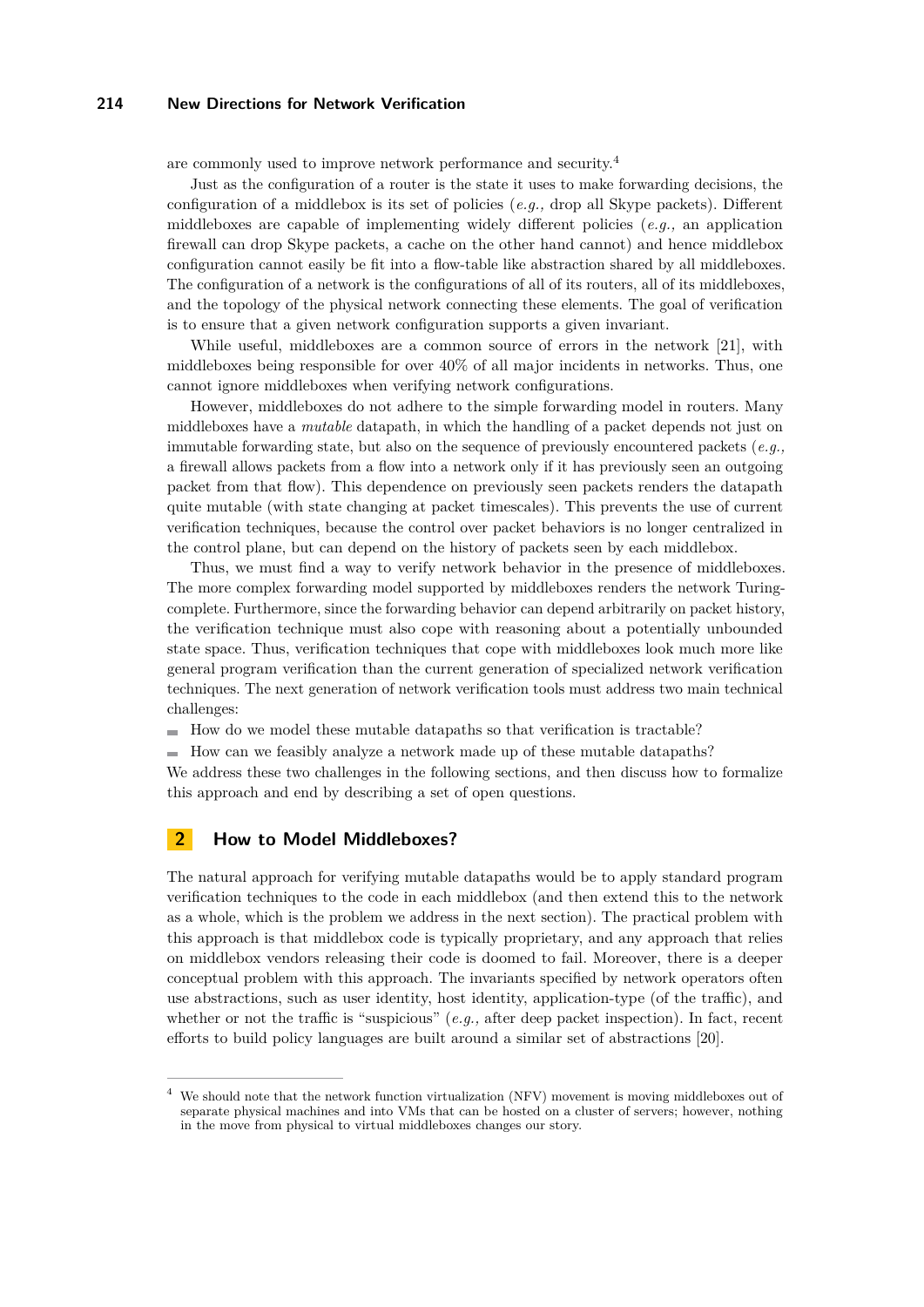are commonly used to improve network performance and security.[4]

Just as the configuration of a router is the state it uses to make forwarding decisions, the configuration of a middlebox is its set of policies (*e.g.,* drop all Skype packets). Different middleboxes are capable of implementing widely different policies (*e.g.,* an application firewall can drop Skype packets, a cache on the other hand cannot) and hence middlebox configuration cannot easily be fit into a flow-table like abstraction shared by all middleboxes. The configuration of a network is the configurations of all of its routers, all of its middleboxes, and the topology of the physical network connecting these elements. The goal of verification is to ensure that a given network configuration supports a given invariant.

While useful, middleboxes are a common source of errors in the network [21], with middleboxes being responsible for over 40% of all major incidents in networks. Thus, one cannot ignore middleboxes when verifying network configurations.

However, middleboxes do not adhere to the simple forwarding model in routers. Many middleboxes have a *mutable* datapath, in which the handling of a packet depends not just on immutable forwarding state, but also on the sequence of previously encountered packets (*e.g.,* a firewall allows packets from a flow into a network only if it has previously seen an outgoing packet from that flow). This dependence on previously seen packets renders the datapath quite mutable (with state changing at packet timescales). This prevents the use of current verification techniques, because the control over packet behaviors is no longer centralized in the control plane, but can depend on the history of packets seen by each middlebox.

Thus, we must find a way to verify network behavior in the presence of middleboxes. The more complex forwarding model supported by middleboxes renders the network Turing-complete. Furthermore, since the forwarding behavior can depend arbitrarily on packet history, the verification technique must also cope with reasoning about a potentially unbounded state space. Thus, verification techniques that cope with middleboxes look much more like general program verification than the current generation of specialized network verification techniques. The next generation of network verification tools must address two main technical challenges:

- How do we model these mutable datapaths so that verification is tractable?
- How can we feasibly analyze a network made up of these mutable datapaths?

We address these two challenges in the following sections, and then discuss how to formalize this approach and end by describing a set of open questions.

## 2 How to Model Middleboxes?

The natural approach for verifying mutable datapaths would be to apply standard program verification techniques to the code in each middlebox (and then extend this to the network as a whole, which is the problem we address in the next section). The practical problem with this approach is that middlebox code is typically proprietary, and any approach that relies on middlebox vendors releasing their code is doomed to fail. Moreover, there is a deeper conceptual problem with this approach. The invariants specified by network operators often use abstractions, such as user identity, host identity, application-type (of the traffic), and whether or not the traffic is "suspicious" (*e.g.,* after deep packet inspection). In fact, recent efforts to build policy languages are built around a similar set of abstractions [20].

[4] We should note that the network function virtualization (NFV) movement is moving middleboxes out of separate physical machines and into VMs that can be hosted on a cluster of servers; however, nothing in the move from physical to virtual middleboxes changes our story.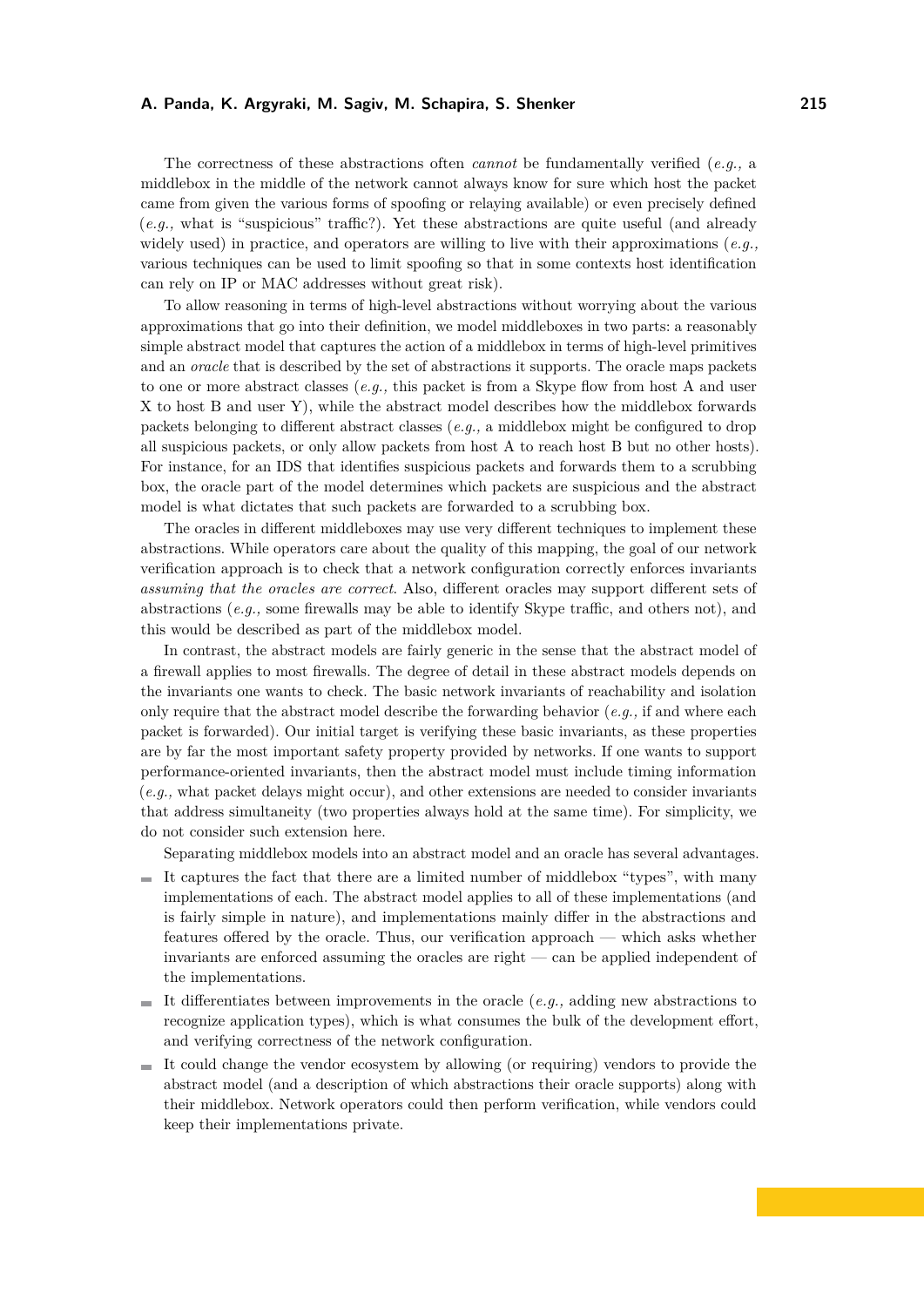The correctness of these abstractions often *cannot* be fundamentally verified (*e.g.,* a middlebox in the middle of the network cannot always know for sure which host the packet came from given the various forms of spoofing or relaying available) or even precisely defined (*e.g.,* what is "suspicious" traffic?). Yet these abstractions are quite useful (and already widely used) in practice, and operators are willing to live with their approximations (*e.g.,* various techniques can be used to limit spoofing so that in some contexts host identification can rely on IP or MAC addresses without great risk).

To allow reasoning in terms of high-level abstractions without worrying about the various approximations that go into their definition, we model middleboxes in two parts: a reasonably simple abstract model that captures the action of a middlebox in terms of high-level primitives and an *oracle* that is described by the set of abstractions it supports. The oracle maps packets to one or more abstract classes (*e.g.,* this packet is from a Skype flow from host A and user X to host B and user Y), while the abstract model describes how the middlebox forwards packets belonging to different abstract classes (*e.g.,* a middlebox might be configured to drop all suspicious packets, or only allow packets from host A to reach host B but no other hosts). For instance, for an IDS that identifies suspicious packets and forwards them to a scrubbing box, the oracle part of the model determines which packets are suspicious and the abstract model is what dictates that such packets are forwarded to a scrubbing box.

The oracles in different middleboxes may use very different techniques to implement these abstractions. While operators care about the quality of this mapping, the goal of our network verification approach is to check that a network configuration correctly enforces invariants *assuming that the oracles are correct*. Also, different oracles may support different sets of abstractions (*e.g.,* some firewalls may be able to identify Skype traffic, and others not), and this would be described as part of the middlebox model.

In contrast, the abstract models are fairly generic in the sense that the abstract model of a firewall applies to most firewalls. The degree of detail in these abstract models depends on the invariants one wants to check. The basic network invariants of reachability and isolation only require that the abstract model describe the forwarding behavior (*e.g.,* if and where each packet is forwarded). Our initial target is verifying these basic invariants, as these properties are by far the most important safety property provided by networks. If one wants to support performance-oriented invariants, then the abstract model must include timing information (*e.g.,* what packet delays might occur), and other extensions are needed to consider invariants that address simultaneity (two properties always hold at the same time). For simplicity, we do not consider such extension here.

Separating middlebox models into an abstract model and an oracle has several advantages.

- It captures the fact that there are a limited number of middlebox "types", with many implementations of each. The abstract model applies to all of these implementations (and is fairly simple in nature), and implementations mainly differ in the abstractions and features offered by the oracle. Thus, our verification approach — which asks whether invariants are enforced assuming the oracles are right — can be applied independent of the implementations.
- It differentiates between improvements in the oracle (*e.g.,* adding new abstractions to recognize application types), which is what consumes the bulk of the development effort, and verifying correctness of the network configuration.
- It could change the vendor ecosystem by allowing (or requiring) vendors to provide the abstract model (and a description of which abstractions their oracle supports) along with their middlebox. Network operators could then perform verification, while vendors could keep their implementations private.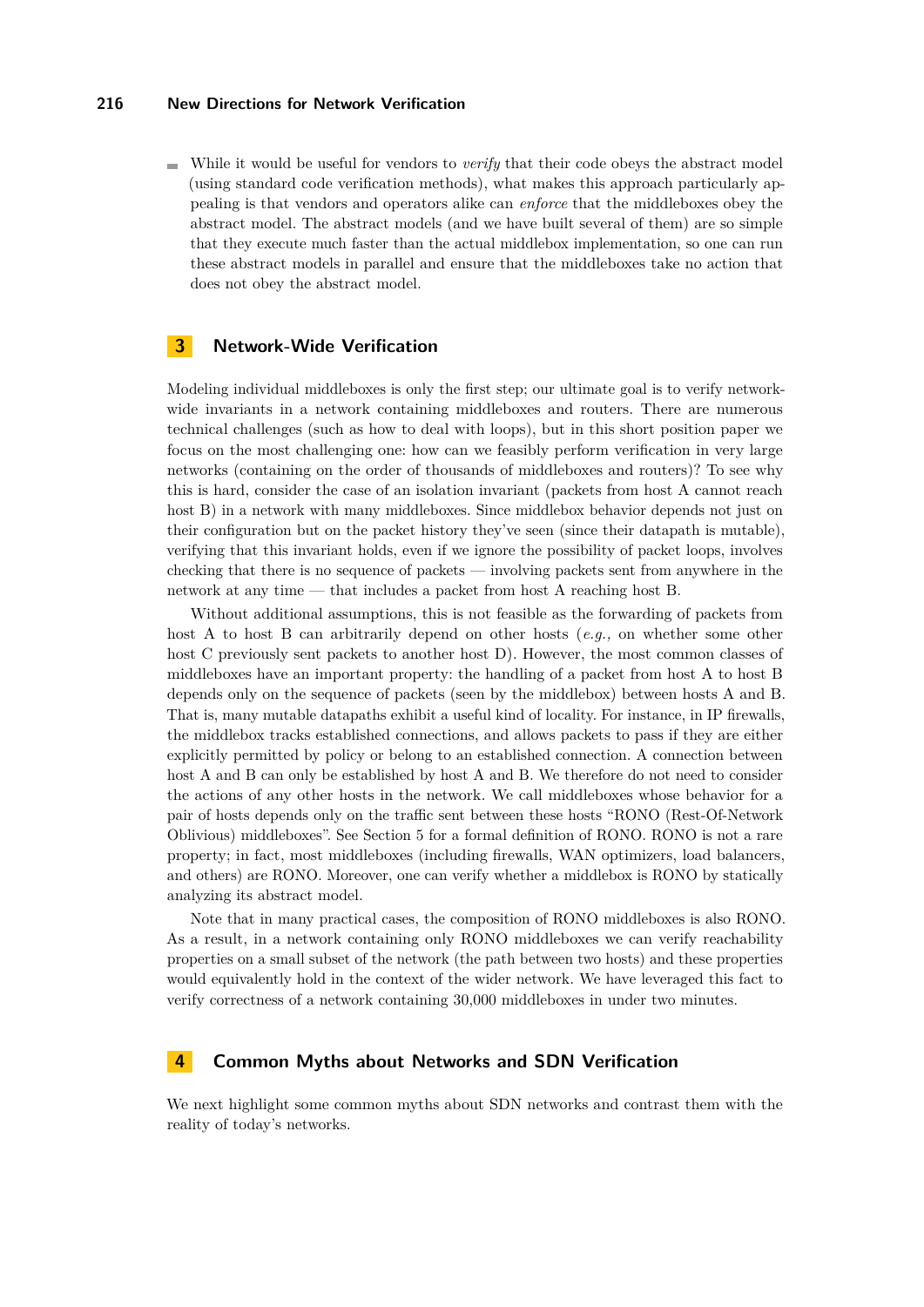- While it would be useful for vendors to *verify* that their code obeys the abstract model (using standard code verification methods), what makes this approach particularly appealing is that vendors and operators alike can *enforce* that the middleboxes obey the abstract model. The abstract models (and we have built several of them) are so simple that they execute much faster than the actual middlebox implementation, so one can run these abstract models in parallel and ensure that the middleboxes take no action that does not obey the abstract model.

## 3 Network-Wide Verification

Modeling individual middleboxes is only the first step; our ultimate goal is to verify network-wide invariants in a network containing middleboxes and routers. There are numerous technical challenges (such as how to deal with loops), but in this short position paper we focus on the most challenging one: how can we feasibly perform verification in very large networks (containing on the order of thousands of middleboxes and routers)? To see why this is hard, consider the case of an isolation invariant (packets from host A cannot reach host B) in a network with many middleboxes. Since middlebox behavior depends not just on their configuration but on the packet history they've seen (since their datapath is mutable), verifying that this invariant holds, even if we ignore the possibility of packet loops, involves checking that there is no sequence of packets — involving packets sent from anywhere in the network at any time — that includes a packet from host A reaching host B.

Without additional assumptions, this is not feasible as the forwarding of packets from host A to host B can arbitrarily depend on other hosts (*e.g.,* on whether some other host C previously sent packets to another host D). However, the most common classes of middleboxes have an important property: the handling of a packet from host A to host B depends only on the sequence of packets (seen by the middlebox) between hosts A and B. That is, many mutable datapaths exhibit a useful kind of locality. For instance, in IP firewalls, the middlebox tracks established connections, and allows packets to pass if they are either explicitly permitted by policy or belong to an established connection. A connection between host A and B can only be established by host A and B. We therefore do not need to consider the actions of any other hosts in the network. We call middleboxes whose behavior for a pair of hosts depends only on the traffic sent between these hosts "RONO (Rest-Of-Network Oblivious) middleboxes". See Section 5 for a formal definition of RONO. RONO is not a rare property; in fact, most middleboxes (including firewalls, WAN optimizers, load balancers, and others) are RONO. Moreover, one can verify whether a middlebox is RONO by statically analyzing its abstract model.

Note that in many practical cases, the composition of RONO middleboxes is also RONO. As a result, in a network containing only RONO middleboxes we can verify reachability properties on a small subset of the network (the path between two hosts) and these properties would equivalently hold in the context of the wider network. We have leveraged this fact to verify correctness of a network containing 30,000 middleboxes in under two minutes.

## 4 Common Myths about Networks and SDN Verification

We next highlight some common myths about SDN networks and contrast them with the reality of today's networks.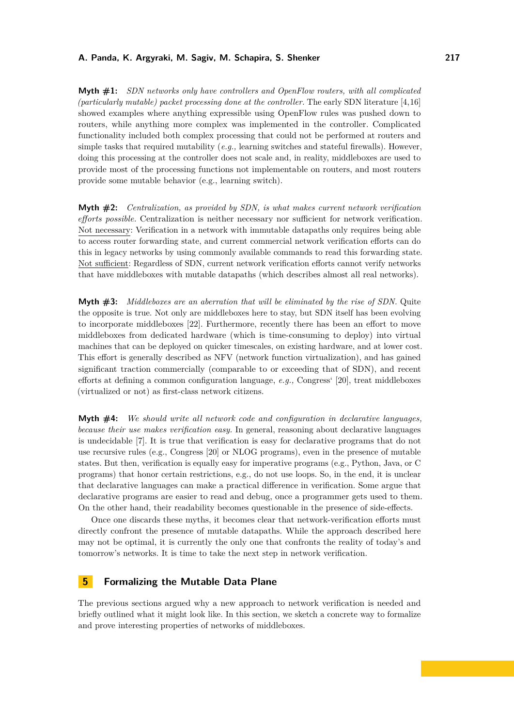**Myth #1:** *SDN networks only have controllers and OpenFlow routers, with all complicated (particularly mutable) packet processing done at the controller.* The early SDN literature [4,16] showed examples where anything expressible using OpenFlow rules was pushed down to routers, while anything more complex was implemented in the controller. Complicated functionality included both complex processing that could not be performed at routers and simple tasks that required mutability (*e.g.,* learning switches and stateful firewalls). However, doing this processing at the controller does not scale and, in reality, middleboxes are used to provide most of the processing functions not implementable on routers, and most routers provide some mutable behavior (e.g., learning switch).

**Myth #2:** *Centralization, as provided by SDN, is what makes current network verification efforts possible.* Centralization is neither necessary nor sufficient for network verification. Not necessary: Verification in a network with immutable datapaths only requires being able to access router forwarding state, and current commercial network verification efforts can do this in legacy networks by using commonly available commands to read this forwarding state. Not sufficient: Regardless of SDN, current network verification efforts cannot verify networks that have middleboxes with mutable datapaths (which describes almost all real networks).

**Myth #3:** *Middleboxes are an aberration that will be eliminated by the rise of SDN.* Quite the opposite is true. Not only are middleboxes here to stay, but SDN itself has been evolving to incorporate middleboxes [22]. Furthermore, recently there has been an effort to move middleboxes from dedicated hardware (which is time-consuming to deploy) into virtual machines that can be deployed on quicker timescales, on existing hardware, and at lower cost. This effort is generally described as NFV (network function virtualization), and has gained significant traction commercially (comparable to or exceeding that of SDN), and recent efforts at defining a common configuration language, *e.g.,* Congress' [20], treat middleboxes (virtualized or not) as first-class network citizens.

**Myth #4:** *We should write all network code and configuration in declarative languages, because their use makes verification easy.* In general, reasoning about declarative languages is undecidable [7]. It is true that verification is easy for declarative programs that do not use recursive rules (e.g., Congress [20] or NLOG programs), even in the presence of mutable states. But then, verification is equally easy for imperative programs (e.g., Python, Java, or C programs) that honor certain restrictions, e.g., do not use loops. So, in the end, it is unclear that declarative languages can make a practical difference in verification. Some argue that declarative programs are easier to read and debug, once a programmer gets used to them. On the other hand, their readability becomes questionable in the presence of side-effects.

Once one discards these myths, it becomes clear that network-verification efforts must directly confront the presence of mutable datapaths. While the approach described here may not be optimal, it is currently the only one that confronts the reality of today's and tomorrow's networks. It is time to take the next step in network verification.

## 5 Formalizing the Mutable Data Plane

The previous sections argued why a new approach to network verification is needed and briefly outlined what it might look like. In this section, we sketch a concrete way to formalize and prove interesting properties of networks of middleboxes.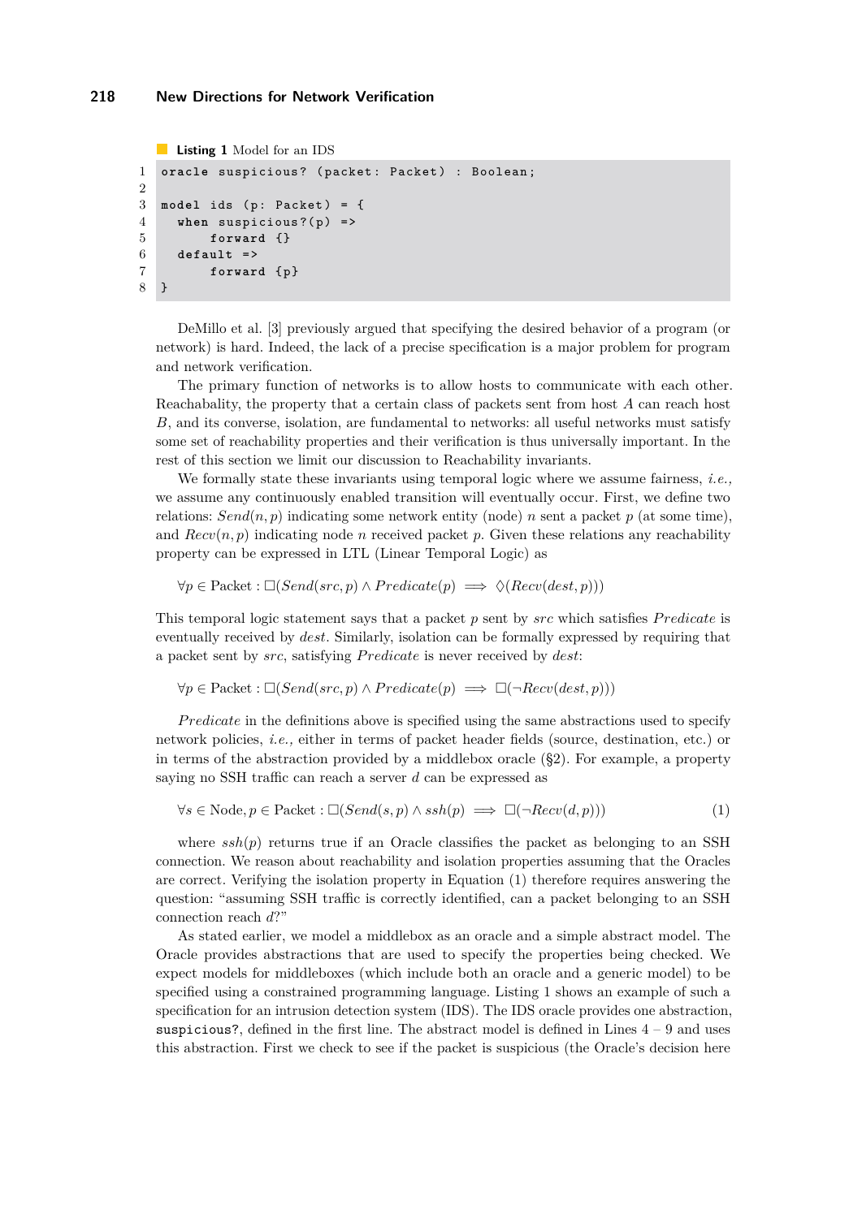**Listing 1** Model for an IDS

```
oracle suspicious? (packet: Packet) : Boolean;

model ids (p: Packet) = {
  when suspicious?(p) =>
      forward {}
  default =>
      forward {p}
}
```

DeMillo et al. [3] previously argued that specifying the desired behavior of a program (or network) is hard. Indeed, the lack of a precise specification is a major problem for program and network verification.

The primary function of networks is to allow hosts to communicate with each other. Reachabality, the property that a certain class of packets sent from host $A$ can reach host $B$, and its converse, isolation, are fundamental to networks: all useful networks must satisfy some set of reachability properties and their verification is thus universally important. In the rest of this section we limit our discussion to Reachability invariants.

We formally state these invariants using temporal logic where we assume fairness, *i.e.,* we assume any continuously enabled transition will eventually occur. First, we define two relations: $Send(n, p)$ indicating some network entity (node) $n$ sent a packet $p$ (at some time), and $Recv(n, p)$ indicating node $n$ received packet $p$. Given these relations any reachability property can be expressed in LTL (Linear Temporal Logic) as

$$\forall p \in \text{Packet} : \square(Send(src, p) \wedge Predicate(p) \implies \lozenge(Recv(dest, p)))$$

This temporal logic statement says that a packet $p$ sent by $src$ which satisfies $Predicate$ is eventually received by $dest$. Similarly, isolation can be formally expressed by requiring that a packet sent by $src$, satisfying $Predicate$ is never received by $dest$:

$$\forall p \in \text{Packet} : \square(Send(src, p) \wedge Predicate(p) \implies \square(\neg Recv(dest, p)))$$

$Predicate$ in the definitions above is specified using the same abstractions used to specify network policies, *i.e.,* either in terms of packet header fields (source, destination, etc.) or in terms of the abstraction provided by a middlebox oracle (§2). For example, a property saying no SSH traffic can reach a server $d$ can be expressed as

$$\forall s \in \text{Node}, p \in \text{Packet} : \square(Send(s, p) \wedge ssh(p) \implies \square(\neg Recv(d, p))) \tag{1}$$

where $ssh(p)$ returns true if an Oracle classifies the packet as belonging to an SSH connection. We reason about reachability and isolation properties assuming that the Oracles are correct. Verifying the isolation property in Equation (1) therefore requires answering the question: "assuming SSH traffic is correctly identified, can a packet belonging to an SSH connection reach $d$?"

As stated earlier, we model a middlebox as an oracle and a simple abstract model. The Oracle provides abstractions that are used to specify the properties being checked. We expect models for middleboxes (which include both an oracle and a generic model) to be specified using a constrained programming language. Listing 1 shows an example of such a specification for an intrusion detection system (IDS). The IDS oracle provides one abstraction, `suspicious?`, defined in the first line. The abstract model is defined in Lines 4 – 9 and uses this abstraction. First we check to see if the packet is suspicious (the Oracle's decision here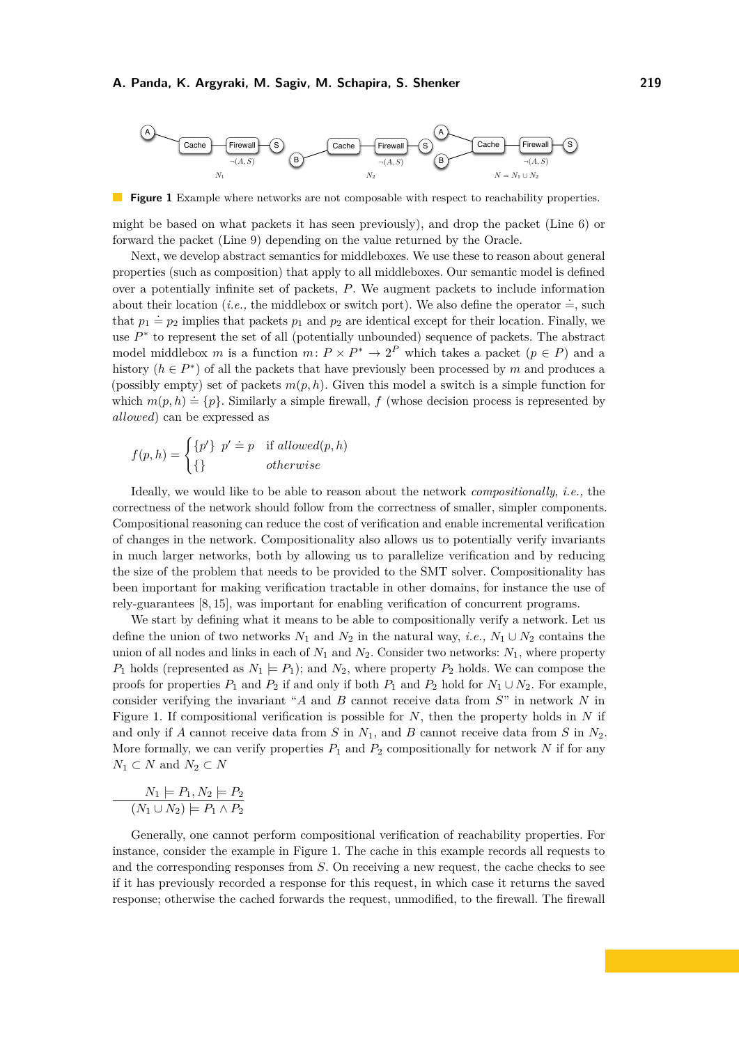**Figure 1** Example where networks are not composable with respect to reachability properties.

might be based on what packets it has seen previously), and drop the packet (Line 6) or forward the packet (Line 9) depending on the value returned by the Oracle.

Next, we develop abstract semantics for middleboxes. We use these to reason about general properties (such as composition) that apply to all middleboxes. Our semantic model is defined over a potentially infinite set of packets, $P$. We augment packets to include information about their location (*i.e.,* the middlebox or switch port). We also define the operator $\doteq$, such that $p_1 \doteq p_2$ implies that packets $p_1$ and $p_2$ are identical except for their location. Finally, we use $P^*$ to represent the set of all (potentially unbounded) sequence of packets. The abstract model middlebox $m$ is a function $m\colon P \times P^* \to 2^P$ which takes a packet ($p \in P$) and a history ($h \in P^*$) of all the packets that have previously been processed by $m$ and produces a (possibly empty) set of packets $m(p, h)$. Given this model a switch is a simple function for which $m(p, h) \doteq \{p\}$. Similarly a simple firewall, $f$ (whose decision process is represented by *allowed*) can be expressed as

$$f(p,h) = \begin{cases} \{p'\} \;\; p' \doteq p & \text{if } \mathit{allowed}(p,h) \\ \{\} & \mathit{otherwise} \end{cases}$$

Ideally, we would like to be able to reason about the network *compositionally*, *i.e.,* the correctness of the network should follow from the correctness of smaller, simpler components. Compositional reasoning can reduce the cost of verification and enable incremental verification of changes in the network. Compositionality also allows us to potentially verify invariants in much larger networks, both by allowing us to parallelize verification and by reducing the size of the problem that needs to be provided to the SMT solver. Compositionality has been important for making verification tractable in other domains, for instance the use of rely-guarantees [8, 15], was important for enabling verification of concurrent programs.

We start by defining what it means to be able to compositionally verify a network. Let us define the union of two networks $N_1$ and $N_2$ in the natural way, *i.e.,* $N_1 \cup N_2$ contains the union of all nodes and links in each of $N_1$ and $N_2$. Consider two networks: $N_1$, where property $P_1$ holds (represented as $N_1 \models P_1$); and $N_2$, where property $P_2$ holds. We can compose the proofs for properties $P_1$ and $P_2$ if and only if both $P_1$ and $P_2$ hold for $N_1 \cup N_2$. For example, consider verifying the invariant "$A$ and $B$ cannot receive data from $S$" in network $N$ in Figure 1. If compositional verification is possible for $N$, then the property holds in $N$ if and only if $A$ cannot receive data from $S$ in $N_1$, and $B$ cannot receive data from $S$ in $N_2$. More formally, we can verify properties $P_1$ and $P_2$ compositionally for network $N$ if for any $N_1 \subset N$ and $N_2 \subset N$

$$\frac{N_1 \models P_1, N_2 \models P_2}{(N_1 \cup N_2) \models P_1 \wedge P_2}$$

Generally, one cannot perform compositional verification of reachability properties. For instance, consider the example in Figure 1. The cache in this example records all requests to and the corresponding responses from $S$. On receiving a new request, the cache checks to see if it has previously recorded a response for this request, in which case it returns the saved response; otherwise the cached forwards the request, unmodified, to the firewall. The firewall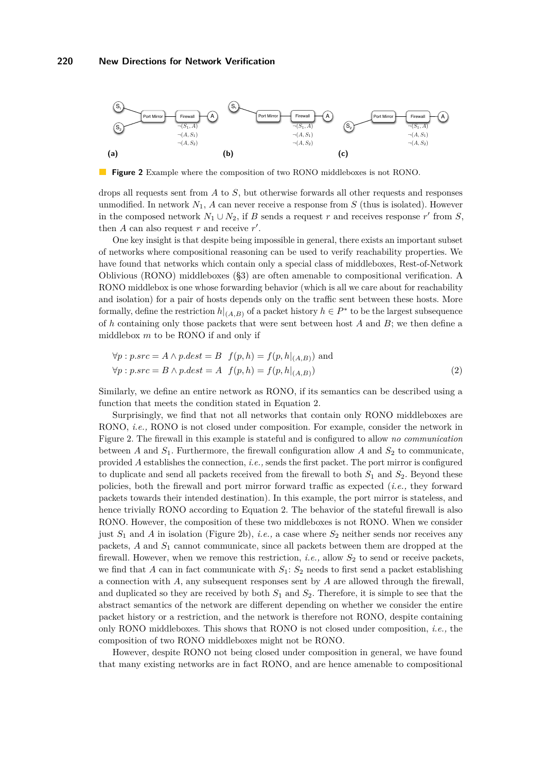**Figure 2** Example where the composition of two RONO middleboxes is not RONO.

drops all requests sent from $A$ to $S$, but otherwise forwards all other requests and responses unmodified. In network $N_1$, $A$ can never receive a response from $S$ (thus is isolated). However in the composed network $N_1 \cup N_2$, if $B$ sends a request $r$ and receives response $r'$ from $S$, then $A$ can also request $r$ and receive $r'$.

One key insight is that despite being impossible in general, there exists an important subset of networks where compositional reasoning can be used to verify reachability properties. We have found that networks which contain only a special class of middleboxes, Rest-of-Network Oblivious (RONO) middleboxes (§3) are often amenable to compositional verification. A RONO middlebox is one whose forwarding behavior (which is all we care about for reachability and isolation) for a pair of hosts depends only on the traffic sent between these hosts. More formally, define the restriction $h|_{(A,B)}$ of a packet history $h \in P^*$ to be the largest subsequence of $h$ containing only those packets that were sent between host $A$ and $B$; we then define a middlebox $m$ to be RONO if and only if

$$\forall p : p.src = A \wedge p.dest = B \quad f(p, h) = f(p, h|_{(A,B)}) \text{ and}$$
$$\forall p : p.src = B \wedge p.dest = A \quad f(p, h) = f(p, h|_{(A,B)}) \tag{2}$$

Similarly, we define an entire network as RONO, if its semantics can be described using a function that meets the condition stated in Equation 2.

Surprisingly, we find that not all networks that contain only RONO middleboxes are RONO, *i.e.,* RONO is not closed under composition. For example, consider the network in Figure 2. The firewall in this example is stateful and is configured to allow *no communication* between $A$ and $S_1$. Furthermore, the firewall configuration allow $A$ and $S_2$ to communicate, provided $A$ establishes the connection, *i.e.,* sends the first packet. The port mirror is configured to duplicate and send all packets received from the firewall to both $S_1$ and $S_2$. Beyond these policies, both the firewall and port mirror forward traffic as expected (*i.e.,* they forward packets towards their intended destination). In this example, the port mirror is stateless, and hence trivially RONO according to Equation 2. The behavior of the stateful firewall is also RONO. However, the composition of these two middleboxes is not RONO. When we consider just $S_1$ and $A$ in isolation (Figure 2b), *i.e.,* a case where $S_2$ neither sends nor receives any packets, $A$ and $S_1$ cannot communicate, since all packets between them are dropped at the firewall. However, when we remove this restriction, *i.e.,* allow $S_2$ to send or receive packets, we find that $A$ can in fact communicate with $S_1$: $S_2$ needs to first send a packet establishing a connection with $A$, any subsequent responses sent by $A$ are allowed through the firewall, and duplicated so they are received by both $S_1$ and $S_2$. Therefore, it is simple to see that the abstract semantics of the network are different depending on whether we consider the entire packet history or a restriction, and the network is therefore not RONO, despite containing only RONO middleboxes. This shows that RONO is not closed under composition, *i.e.,* the composition of two RONO middleboxes might not be RONO.

However, despite RONO not being closed under composition in general, we have found that many existing networks are in fact RONO, and are hence amenable to compositional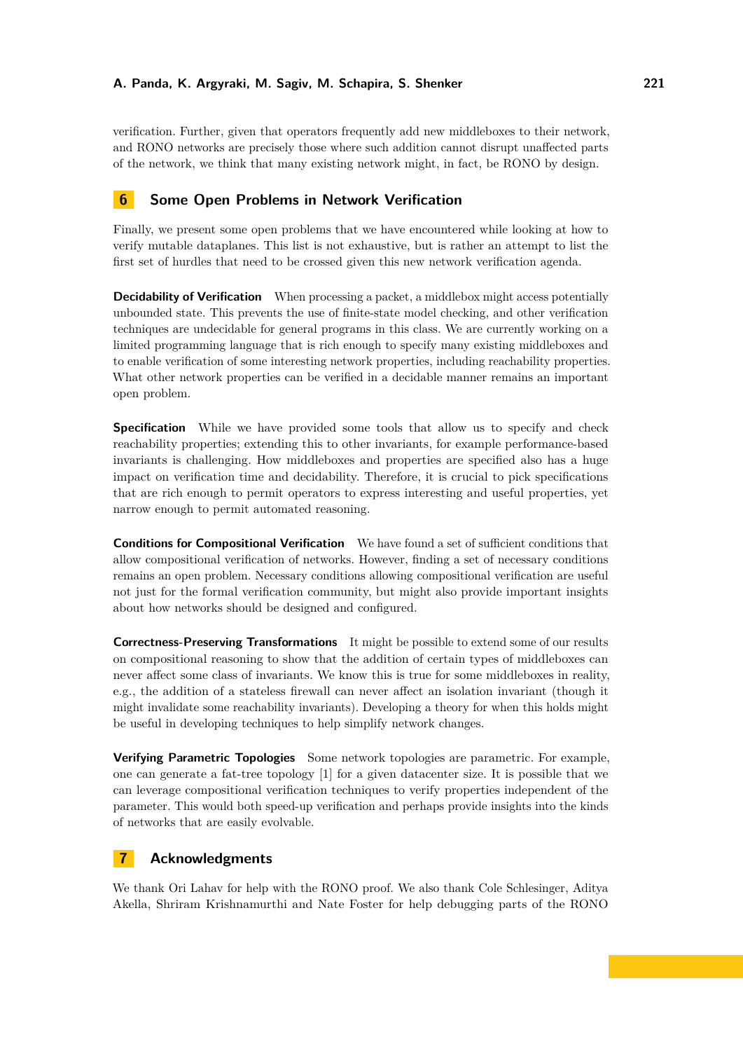verification. Further, given that operators frequently add new middleboxes to their network, and RONO networks are precisely those where such addition cannot disrupt unaffected parts of the network, we think that many existing network might, in fact, be RONO by design.

## 6 Some Open Problems in Network Verification

Finally, we present some open problems that we have encountered while looking at how to verify mutable dataplanes. This list is not exhaustive, but is rather an attempt to list the first set of hurdles that need to be crossed given this new network verification agenda.

**Decidability of Verification** When processing a packet, a middlebox might access potentially unbounded state. This prevents the use of finite-state model checking, and other verification techniques are undecidable for general programs in this class. We are currently working on a limited programming language that is rich enough to specify many existing middleboxes and to enable verification of some interesting network properties, including reachability properties. What other network properties can be verified in a decidable manner remains an important open problem.

**Specification** While we have provided some tools that allow us to specify and check reachability properties; extending this to other invariants, for example performance-based invariants is challenging. How middleboxes and properties are specified also has a huge impact on verification time and decidability. Therefore, it is crucial to pick specifications that are rich enough to permit operators to express interesting and useful properties, yet narrow enough to permit automated reasoning.

**Conditions for Compositional Verification** We have found a set of sufficient conditions that allow compositional verification of networks. However, finding a set of necessary conditions remains an open problem. Necessary conditions allowing compositional verification are useful not just for the formal verification community, but might also provide important insights about how networks should be designed and configured.

**Correctness-Preserving Transformations** It might be possible to extend some of our results on compositional reasoning to show that the addition of certain types of middleboxes can never affect some class of invariants. We know this is true for some middleboxes in reality, e.g., the addition of a stateless firewall can never affect an isolation invariant (though it might invalidate some reachability invariants). Developing a theory for when this holds might be useful in developing techniques to help simplify network changes.

**Verifying Parametric Topologies** Some network topologies are parametric. For example, one can generate a fat-tree topology [1] for a given datacenter size. It is possible that we can leverage compositional verification techniques to verify properties independent of the parameter. This would both speed-up verification and perhaps provide insights into the kinds of networks that are easily evolvable.

## 7 Acknowledgments

We thank Ori Lahav for help with the RONO proof. We also thank Cole Schlesinger, Aditya Akella, Shriram Krishnamurthi and Nate Foster for help debugging parts of the RONO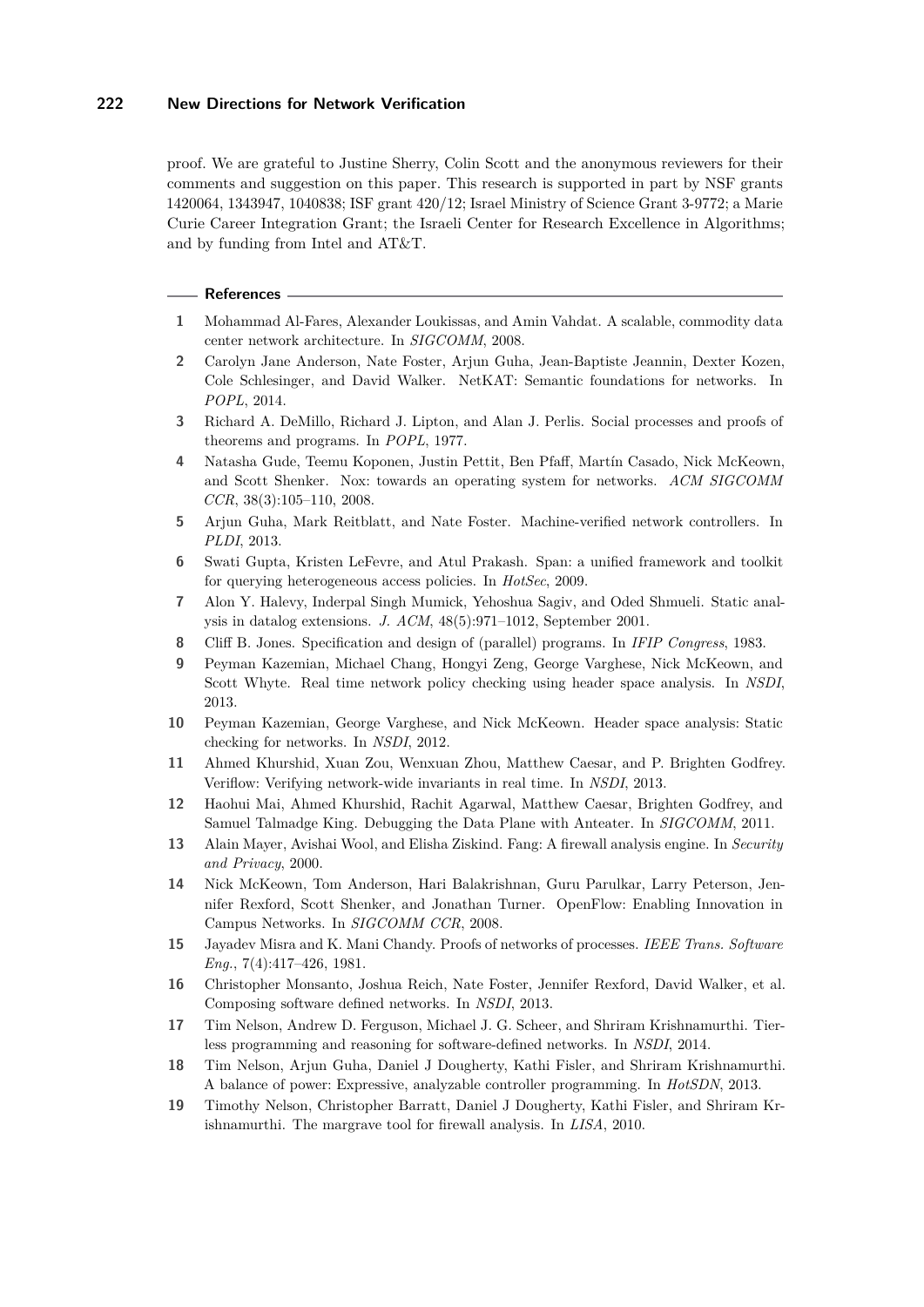proof. We are grateful to Justine Sherry, Colin Scott and the anonymous reviewers for their comments and suggestion on this paper. This research is supported in part by NSF grants 1420064, 1343947, 1040838; ISF grant 420/12; Israel Ministry of Science Grant 3-9772; a Marie Curie Career Integration Grant; the Israeli Center for Research Excellence in Algorithms; and by funding from Intel and AT&T.

## References

1. Mohammad Al-Fares, Alexander Loukissas, and Amin Vahdat. A scalable, commodity data center network architecture. In *SIGCOMM*, 2008.
2. Carolyn Jane Anderson, Nate Foster, Arjun Guha, Jean-Baptiste Jeannin, Dexter Kozen, Cole Schlesinger, and David Walker. NetKAT: Semantic foundations for networks. In *POPL*, 2014.
3. Richard A. DeMillo, Richard J. Lipton, and Alan J. Perlis. Social processes and proofs of theorems and programs. In *POPL*, 1977.
4. Natasha Gude, Teemu Koponen, Justin Pettit, Ben Pfaff, Martín Casado, Nick McKeown, and Scott Shenker. Nox: towards an operating system for networks. *ACM SIGCOMM CCR*, 38(3):105–110, 2008.
5. Arjun Guha, Mark Reitblatt, and Nate Foster. Machine-verified network controllers. In *PLDI*, 2013.
6. Swati Gupta, Kristen LeFevre, and Atul Prakash. Span: a unified framework and toolkit for querying heterogeneous access policies. In *HotSec*, 2009.
7. Alon Y. Halevy, Inderpal Singh Mumick, Yehoshua Sagiv, and Oded Shmueli. Static analysis in datalog extensions. *J. ACM*, 48(5):971–1012, September 2001.
8. Cliff B. Jones. Specification and design of (parallel) programs. In *IFIP Congress*, 1983.
9. Peyman Kazemian, Michael Chang, Hongyi Zeng, George Varghese, Nick McKeown, and Scott Whyte. Real time network policy checking using header space analysis. In *NSDI*, 2013.
10. Peyman Kazemian, George Varghese, and Nick McKeown. Header space analysis: Static checking for networks. In *NSDI*, 2012.
11. Ahmed Khurshid, Xuan Zou, Wenxuan Zhou, Matthew Caesar, and P. Brighten Godfrey. Veriflow: Verifying network-wide invariants in real time. In *NSDI*, 2013.
12. Haohui Mai, Ahmed Khurshid, Rachit Agarwal, Matthew Caesar, Brighten Godfrey, and Samuel Talmadge King. Debugging the Data Plane with Anteater. In *SIGCOMM*, 2011.
13. Alain Mayer, Avishai Wool, and Elisha Ziskind. Fang: A firewall analysis engine. In *Security and Privacy*, 2000.
14. Nick McKeown, Tom Anderson, Hari Balakrishnan, Guru Parulkar, Larry Peterson, Jennifer Rexford, Scott Shenker, and Jonathan Turner. OpenFlow: Enabling Innovation in Campus Networks. In *SIGCOMM CCR*, 2008.
15. Jayadev Misra and K. Mani Chandy. Proofs of networks of processes. *IEEE Trans. Software Eng.*, 7(4):417–426, 1981.
16. Christopher Monsanto, Joshua Reich, Nate Foster, Jennifer Rexford, David Walker, et al. Composing software defined networks. In *NSDI*, 2013.
17. Tim Nelson, Andrew D. Ferguson, Michael J. G. Scheer, and Shriram Krishnamurthi. Tierless programming and reasoning for software-defined networks. In *NSDI*, 2014.
18. Tim Nelson, Arjun Guha, Daniel J Dougherty, Kathi Fisler, and Shriram Krishnamurthi. A balance of power: Expressive, analyzable controller programming. In *HotSDN*, 2013.
19. Timothy Nelson, Christopher Barratt, Daniel J Dougherty, Kathi Fisler, and Shriram Krishnamurthi. The margrave tool for firewall analysis. In *LISA*, 2010.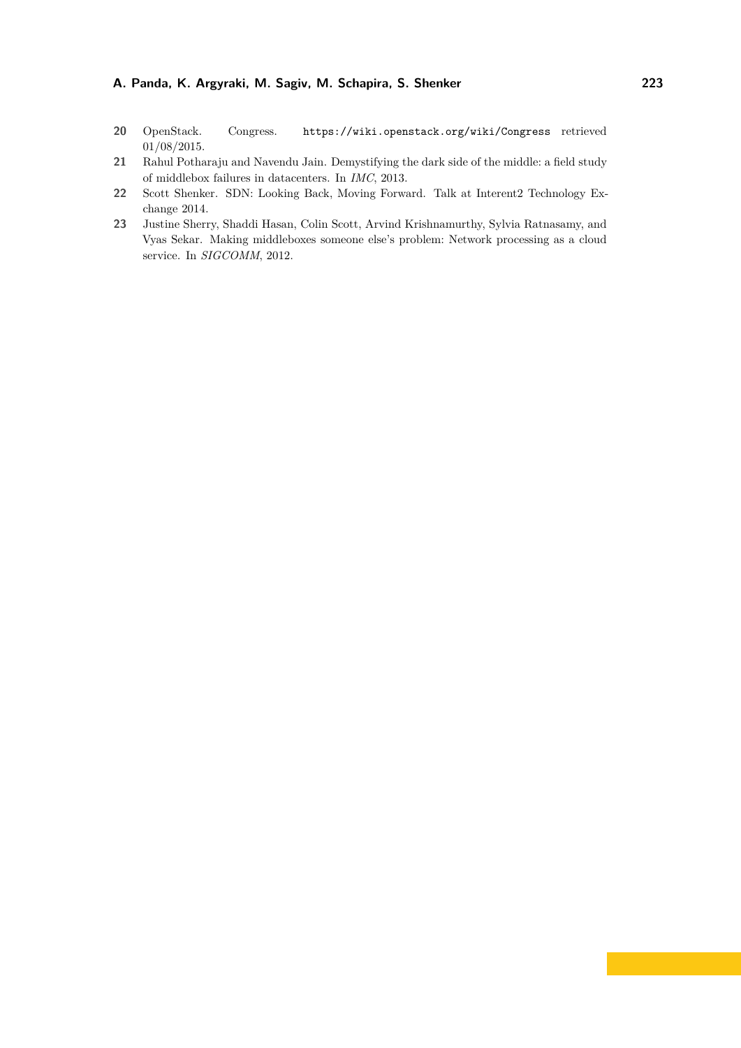20 OpenStack. Congress. `https://wiki.openstack.org/wiki/Congress` retrieved 01/08/2015.

21 Rahul Potharaju and Navendu Jain. Demystifying the dark side of the middle: a field study of middlebox failures in datacenters. In *IMC*, 2013.

22 Scott Shenker. SDN: Looking Back, Moving Forward. Talk at Interent2 Technology Exchange 2014.

23 Justine Sherry, Shaddi Hasan, Colin Scott, Arvind Krishnamurthy, Sylvia Ratnasamy, and Vyas Sekar. Making middleboxes someone else's problem: Network processing as a cloud service. In *SIGCOMM*, 2012.